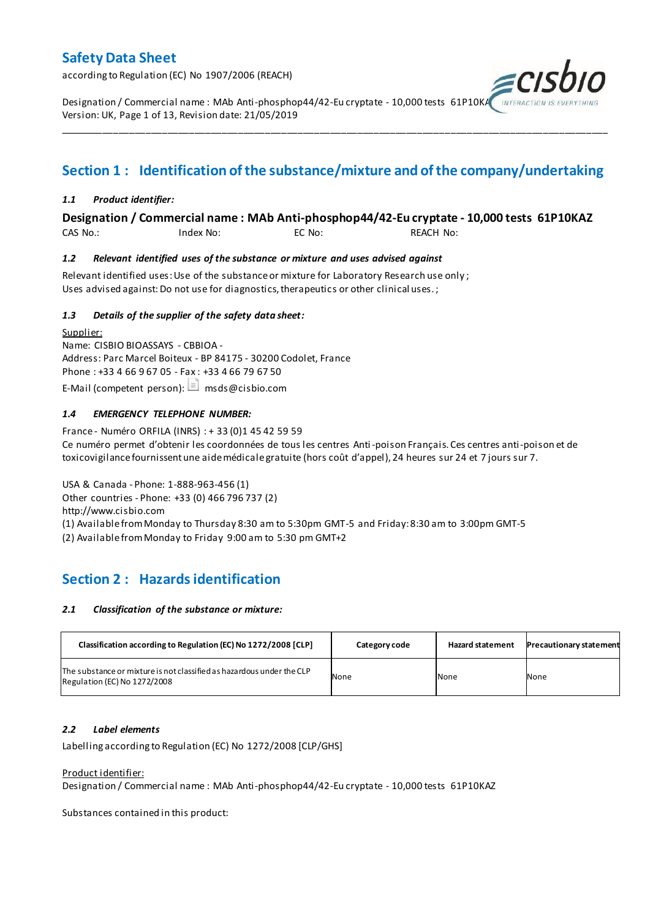# Safety Data Sheet

according to Regulation (EC) No 1907/2006 (REACH)

Designation / Commercial name : MAb Anti-phosphop44/42-Eu cryptate - 10,000 tests 61P10KAZ
Version: UK, Revision date: 21/05/2019

## Section 1 : Identification of the substance/mixture and of the company/undertaking

### *1.1 Product identifier:*

**Designation / Commercial name : MAb Anti-phosphop44/42-Eu cryptate - 10,000 tests 61P10KAZ**

CAS No.: Index No: EC No: REACH No:

### *1.2 Relevant identified uses of the substance or mixture and uses advised against*

Relevant identified uses: Use of the substance or mixture for Laboratory Research use only ;
Uses advised against: Do not use for diagnostics, therapeutics or other clinical uses. ;

### *1.3 Details of the supplier of the safety data sheet:*

Supplier:
Name: CISBIO BIOASSAYS - CBBIOA -
Address: Parc Marcel Boiteux - BP 84175 - 30200 Codolet, France
Phone : +33 4 66 9 67 05 - Fax : +33 4 66 79 67 50
E-Mail (competent person): msds@cisbio.com

### *1.4 EMERGENCY TELEPHONE NUMBER:*

France - Numéro ORFILA (INRS) : + 33 (0)1 45 42 59 59
Ce numéro permet d'obtenir les coordonnées de tous les centres Anti-poison Français. Ces centres anti-poison et de toxicovigilance fournissent une aide médicale gratuite (hors coût d'appel), 24 heures sur 24 et 7 jours sur 7.

USA & Canada - Phone: 1-888-963-456 (1)
Other countries - Phone: +33 (0) 466 796 737 (2)
http://www.cisbio.com
(1) Available from Monday to Thursday 8:30 am to 5:30pm GMT-5 and Friday: 8:30 am to 3:00pm GMT-5
(2) Available from Monday to Friday 9:00 am to 5:30 pm GMT+2

## Section 2 : Hazards identification

### *2.1 Classification of the substance or mixture:*

| Classification according to Regulation (EC) No 1272/2008 [CLP] | Category code | Hazard statement | Precautionary statement |
|---|---|---|---|
| The substance or mixture is not classified as hazardous under the CLP Regulation (EC) No 1272/2008 | None | None | None |

### *2.2 Label elements*

Labelling according to Regulation (EC) No 1272/2008 [CLP/GHS]

Product identifier:
Designation / Commercial name : MAb Anti-phosphop44/42-Eu cryptate - 10,000 tests 61P10KAZ

Substances contained in this product: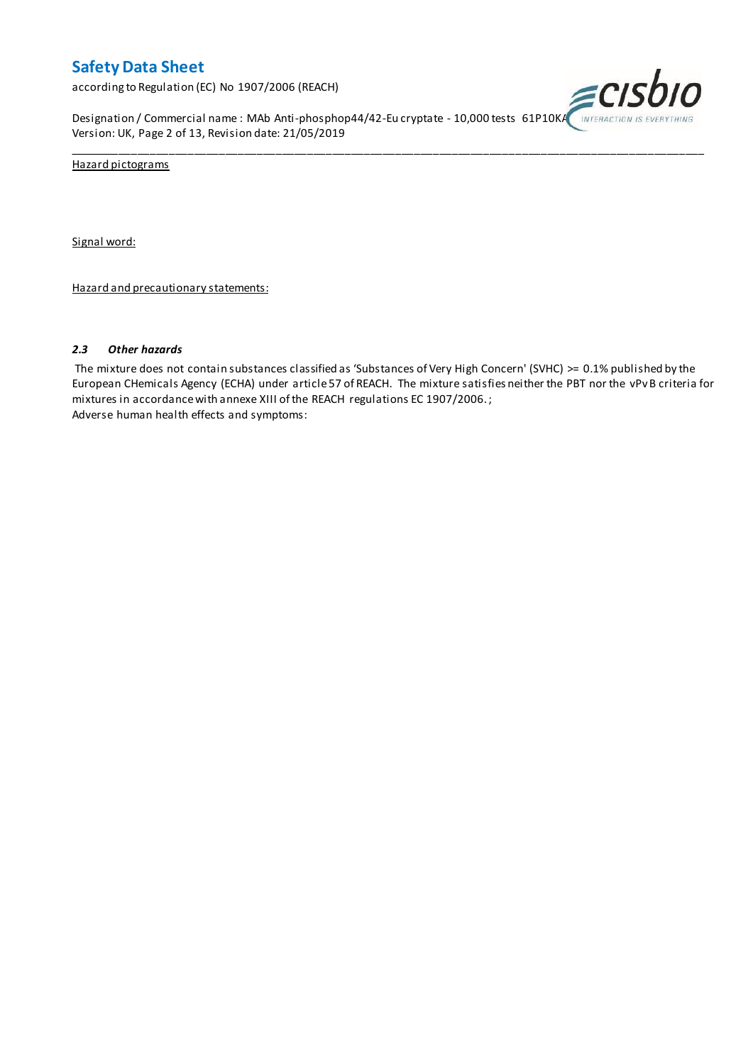Hazard pictograms

Signal word:

Hazard and precautionary statements:

### *2.3 Other hazards*

The mixture does not contain substances classified as 'Substances of Very High Concern' (SVHC) >= 0.1% published by the European CHemicals Agency (ECHA) under article 57 of REACH. The mixture satisfies neither the PBT nor the vPvB criteria for mixtures in accordance with annexe XIII of the REACH regulations EC 1907/2006.;

Adverse human health effects and symptoms: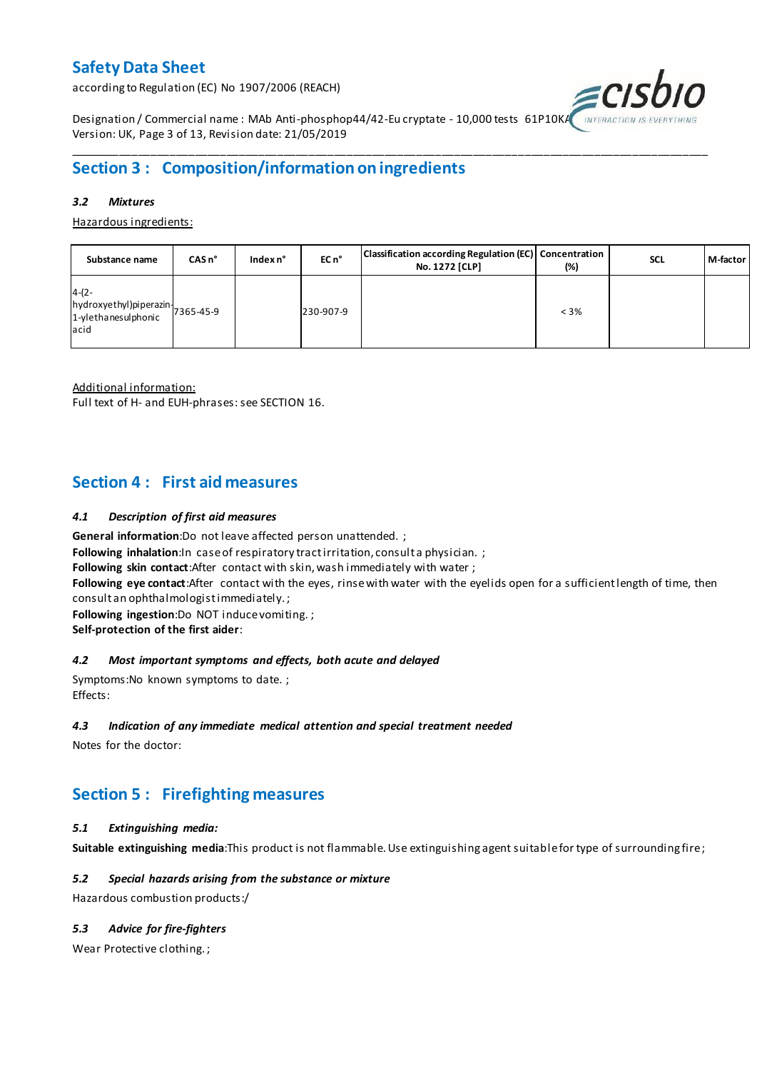## Section 3 : Composition/information on ingredients

### *3.2 Mixtures*

Hazardous ingredients:

| Substance name | CAS n° | Index n° | EC n° | Classification according Regulation (EC) No. 1272 [CLP] | Concentration (%) | SCL | M-factor |
|---|---|---|---|---|---|---|---|
| 4-(2-hydroxyethyl)piperazin-1-ylethanesulphonic acid | 7365-45-9 | | 230-907-9 | | < 3% | | |

Additional information:
Full text of H- and EUH-phrases: see SECTION 16.

## Section 4 : First aid measures

### *4.1 Description of first aid measures*

**General information**:Do not leave affected person unattended. ;
**Following inhalation**:In case of respiratory tract irritation, consult a physician. ;
**Following skin contact**:After contact with skin, wash immediately with water ;
**Following eye contact**:After contact with the eyes, rinse with water with the eyelids open for a sufficient length of time, then consult an ophthalmologist immediately. ;
**Following ingestion**:Do NOT induce vomiting. ;
**Self-protection of the first aider**:

### *4.2 Most important symptoms and effects, both acute and delayed*

Symptoms:No known symptoms to date. ;
Effects:

### *4.3 Indication of any immediate medical attention and special treatment needed*

Notes for the doctor:

## Section 5 : Firefighting measures

### *5.1 Extinguishing media:*

**Suitable extinguishing media**:This product is not flammable. Use extinguishing agent suitable for type of surrounding fire ;

### *5.2 Special hazards arising from the substance or mixture*

Hazardous combustion products:/

### *5.3 Advice for fire-fighters*

Wear Protective clothing. ;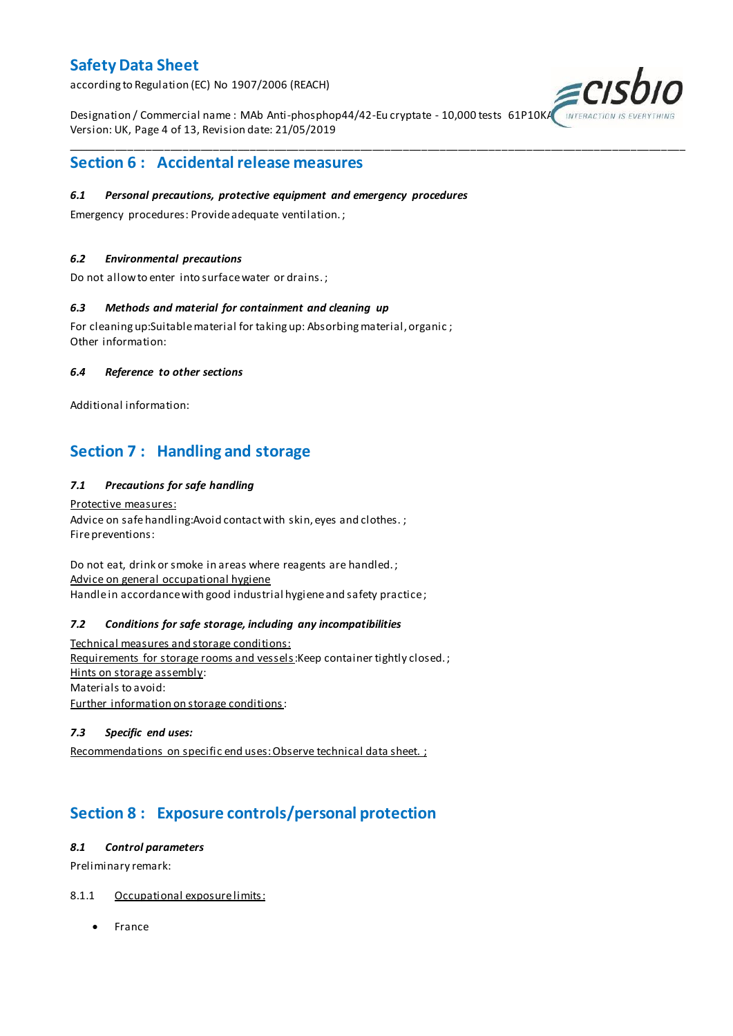## Section 6 : Accidental release measures

### *6.1 Personal precautions, protective equipment and emergency procedures*

Emergency procedures: Provide adequate ventilation. ;

### *6.2 Environmental precautions*

Do not allow to enter into surface water or drains. ;

### *6.3 Methods and material for containment and cleaning up*

For cleaning up:Suitable material for taking up: Absorbing material, organic ;
Other information:

### *6.4 Reference to other sections*

Additional information:

## Section 7 : Handling and storage

### *7.1 Precautions for safe handling*

Protective measures:
Advice on safe handling:Avoid contact with skin, eyes and clothes. ;
Fire preventions:

Do not eat, drink or smoke in areas where reagents are handled. ;
Advice on general occupational hygiene
Handle in accordance with good industrial hygiene and safety practice ;

### *7.2 Conditions for safe storage, including any incompatibilities*

Technical measures and storage conditions:
Requirements for storage rooms and vessels:Keep container tightly closed. ;
Hints on storage assembly:
Materials to avoid:
Further information on storage conditions:

### *7.3 Specific end uses:*

Recommendations on specific end uses: Observe technical data sheet. ;

## Section 8 : Exposure controls/personal protection

### *8.1 Control parameters*

Preliminary remark:

8.1.1 Occupational exposure limits:

- France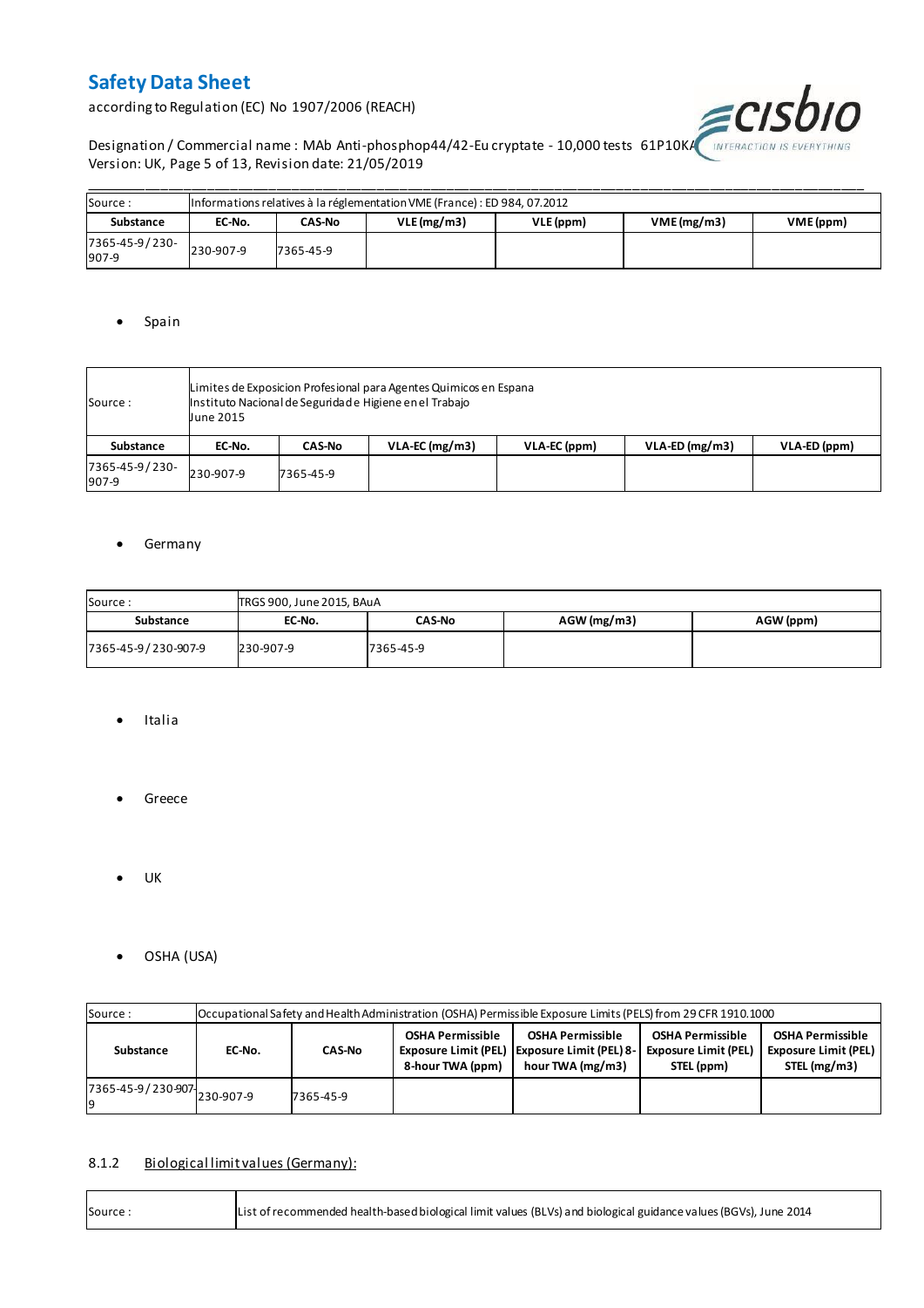| Source : | Informations relatives à la réglementation VME (France) : ED 984, 07.2012 | | | | | |
|---|---|---|---|---|---|---|
| **Substance** | **EC-No.** | **CAS-No** | **VLE (mg/m3)** | **VLE (ppm)** | **VME (mg/m3)** | **VME (ppm)** |
| 7365-45-9 / 230-907-9 | 230-907-9 | 7365-45-9 | | | | |

- Spain

| Source : | Limites de Exposicion Profesional para Agentes Quimicos en Espana Instituto Nacional de Seguridade Higiene en el Trabajo June 2015 | | | | | |
|---|---|---|---|---|---|---|
| **Substance** | **EC-No.** | **CAS-No** | **VLA-EC (mg/m3)** | **VLA-EC (ppm)** | **VLA-ED (mg/m3)** | **VLA-ED (ppm)** |
| 7365-45-9 / 230-907-9 | 230-907-9 | 7365-45-9 | | | | |

- Germany

| Source : | TRGS 900, June 2015, BAuA | | | |
|---|---|---|---|---|
| **Substance** | **EC-No.** | **CAS-No** | **AGW (mg/m3)** | **AGW (ppm)** |
| 7365-45-9 / 230-907-9 | 230-907-9 | 7365-45-9 | | |

- Italia

- Greece

- UK

- OSHA (USA)

| Source : | Occupational Safety and Health Administration (OSHA) Permissible Exposure Limits (PELS) from 29 CFR 1910.1000 | | | | | |
|---|---|---|---|---|---|---|
| **Substance** | **EC-No.** | **CAS-No** | **OSHA Permissible Exposure Limit (PEL) 8-hour TWA (ppm)** | **OSHA Permissible Exposure Limit (PEL) 8-hour TWA (mg/m3)** | **OSHA Permissible Exposure Limit (PEL) STEL (ppm)** | **OSHA Permissible Exposure Limit (PEL) STEL (mg/m3)** |
| 7365-45-9 / 230-907-9 | 230-907-9 | 7365-45-9 | | | | |

### 8.1.2 Biological limit values (Germany):

| Source : | List of recommended health-based biological limit values (BLVs) and biological guidance values (BGVs), June 2014 |
|---|---|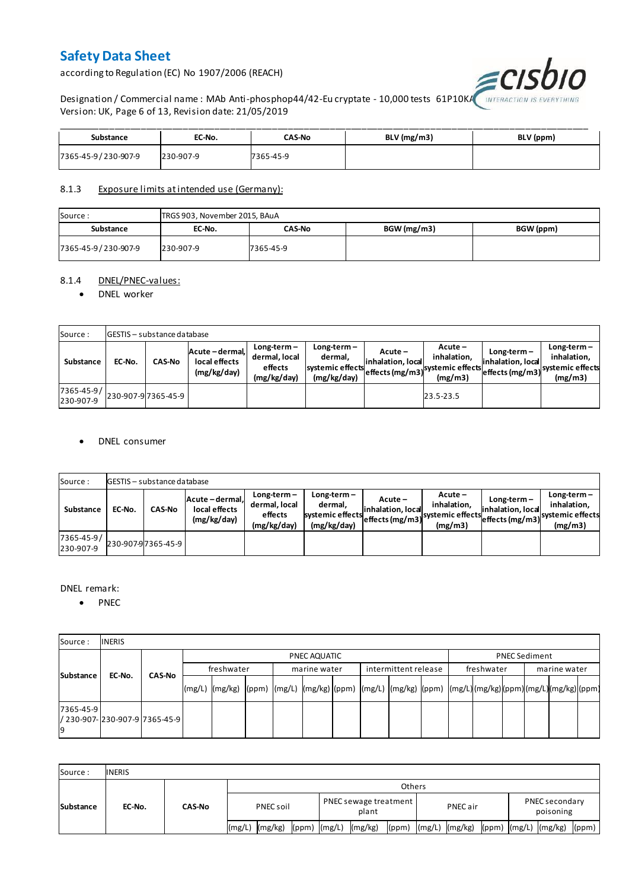| Substance | EC-No. | CAS-No | BLV (mg/m3) | BLV (ppm) |
|---|---|---|---|---|
| 7365-45-9 / 230-907-9 | 230-907-9 | 7365-45-9 | | |

8.1.3 Exposure limits at intended use (Germany):

| Source : | TRGS 903, November 2015, BAuA | | | |
|---|---|---|---|---|
| **Substance** | **EC-No.** | **CAS-No** | **BGW (mg/m3)** | **BGW (ppm)** |
| 7365-45-9 / 230-907-9 | 230-907-9 | 7365-45-9 | | |

8.1.4 DNEL/PNEC-values:

- DNEL worker

| Source : | GESTIS – substance database | | | | | | | | | |
|---|---|---|---|---|---|---|---|---|---|---|
| **Substance** | **EC-No.** | **CAS-No** | **Acute – dermal, local effects (mg/kg/day)** | **Long-term – dermal, local effects (mg/kg/day)** | **Long-term – dermal, systemic effects (mg/kg/day)** | **Acute – inhalation, local effects (mg/m3)** | **Acute – inhalation, systemic effects (mg/m3)** | **Long-term – inhalation, local effects (mg/m3)** | **Long-term – inhalation, systemic effects (mg/m3)** |
| 7365-45-9 / 230-907-9 | 230-907-9 | 7365-45-9 | | | | | 23.5-23.5 | | |

- DNEL consumer

| Source : | GESTIS – substance database | | | | | | | | | |
|---|---|---|---|---|---|---|---|---|---|---|
| **Substance** | **EC-No.** | **CAS-No** | **Acute – dermal, local effects (mg/kg/day)** | **Long-term – dermal, local effects (mg/kg/day)** | **Long-term – dermal, systemic effects (mg/kg/day)** | **Acute – inhalation, local effects (mg/m3)** | **Acute – inhalation, systemic effects (mg/m3)** | **Long-term – inhalation, local effects (mg/m3)** | **Long-term – inhalation, systemic effects (mg/m3)** |
| 7365-45-9 / 230-907-9 | 230-907-9 | 7365-45-9 | | | | | | | |

DNEL remark:

- PNEC

| Source : | INERIS | | | | | | | | | | | | | | | | | | |
|---|---|---|---|---|---|---|---|---|---|---|---|---|---|---|---|---|---|---|---|
| **Substance** | **EC-No.** | **CAS-No** | PNEC AQUATIC | | | | | | | | | PNEC Sediment | | | | | |
| | | | freshwater | | | marine water | | | intermittent release | | | freshwater | | | marine water | | |
| | | | (mg/L) | (mg/kg) | (ppm) | (mg/L) | (mg/kg) | (ppm) | (mg/L) | (mg/kg) | (ppm) | (mg/L) | (mg/kg) | (ppm) | (mg/L) | (mg/kg) | (ppm) |
| 7365-45-9 / 230-907-9 | 230-907-9 | 7365-45-9 | | | | | | | | | | | | | | | |

| Source : | INERIS | | | | | | | | | | | | | | |
|---|---|---|---|---|---|---|---|---|---|---|---|---|---|---|---|
| **Substance** | **EC-No.** | **CAS-No** | Others | | | | | | | | | | | | |
| | | | PNEC soil | | | PNEC sewage treatment plant | | | PNEC air | | | PNEC secondary poisoning | | |
| | | | (mg/L) | (mg/kg) | (ppm) | (mg/L) | (mg/kg) | (ppm) | (mg/L) | (mg/kg) | (ppm) | (mg/L) | (mg/kg) | (ppm) |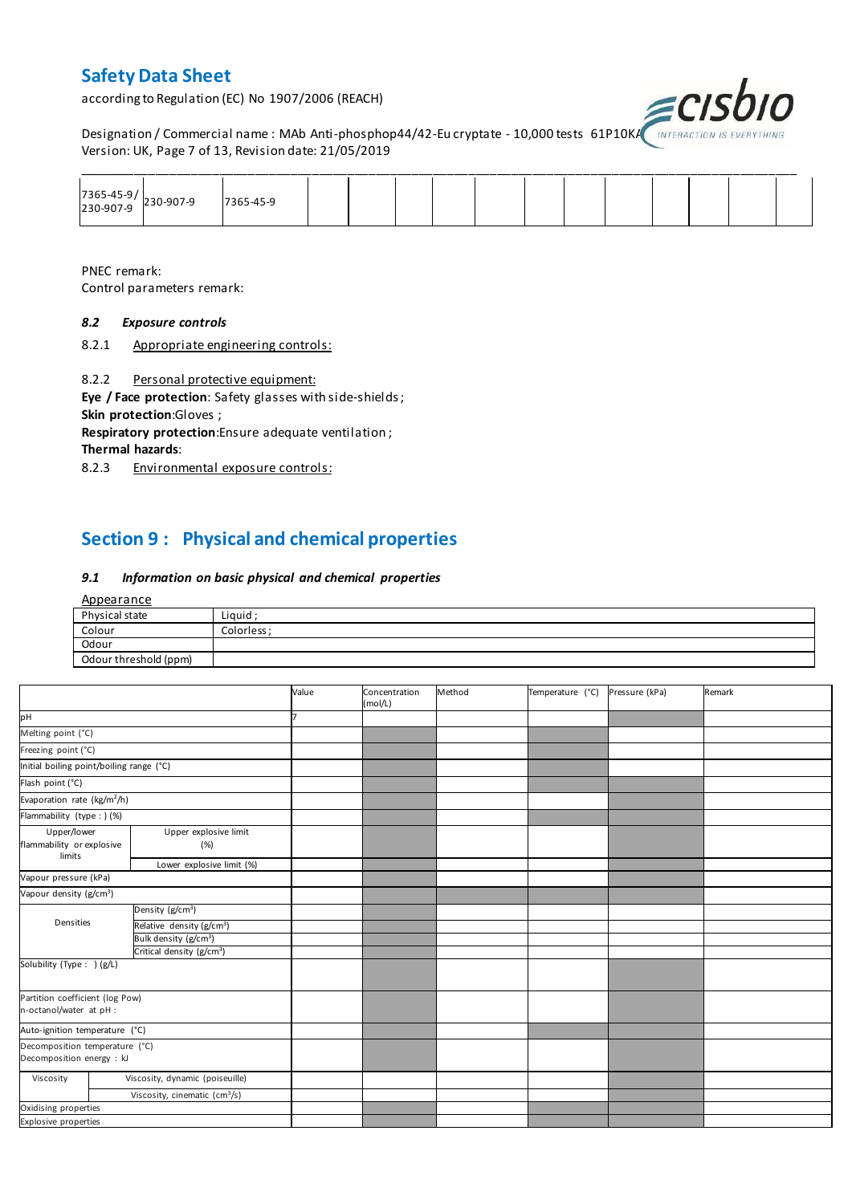| 7365-45-9/ 230-907-9 | 230-907-9 | 7365-45-9 | | | | | | | | | | | |
|---|---|---|---|---|---|---|---|---|---|---|---|---|---|

PNEC remark:
Control parameters remark:

### *8.2 Exposure controls*

8.2.1 Appropriate engineering controls:

8.2.2 Personal protective equipment:

**Eye / Face protection**: Safety glasses with side-shields ;
**Skin protection**:Gloves ;
**Respiratory protection**:Ensure adequate ventilation ;
**Thermal hazards**:

8.2.3 Environmental exposure controls:

## Section 9 : Physical and chemical properties

### *9.1 Information on basic physical and chemical properties*

Appearance

| Physical state | Liquid ; |
|---|---|
| Colour | Colorless ; |
| Odour | |
| Odour threshold (ppm) | |

| | | Value | Concentration (mol/L) | Method | Temperature (°C) | Pressure (kPa) | Remark |
|---|---|---|---|---|---|---|---|
| pH | | 7 | | | | | |
| Melting point (°C) | | | | | | | |
| Freezing point (°C) | | | | | | | |
| Initial boiling point/boiling range (°C) | | | | | | | |
| Flash point (°C) | | | | | | | |
| Evaporation rate (kg/m²/h) | | | | | | | |
| Flammability (type : ) (%) | | | | | | | |
| Upper/lower flammability or explosive limits | Upper explosive limit (%) | | | | | | |
| | Lower explosive limit (%) | | | | | | |
| Vapour pressure (kPa) | | | | | | | |
| Vapour density (g/cm³) | | | | | | | |
| Densities | Density (g/cm³) | | | | | | |
| | Relative density (g/cm³) | | | | | | |
| | Bulk density (g/cm³) | | | | | | |
| | Critical density (g/cm³) | | | | | | |
| Solubility (Type : ) (g/L) | | | | | | | |
| Partition coefficient (log Pow) n-octanol/water at pH : | | | | | | | |
| Auto-ignition temperature (°C) | | | | | | | |
| Decomposition temperature (°C) Decomposition energy : kJ | | | | | | | |
| Viscosity | Viscosity, dynamic (poiseuille) | | | | | | |
| | Viscosity, cinematic (cm³/s) | | | | | | |
| Oxidising properties | | | | | | | |
| Explosive properties | | | | | | | |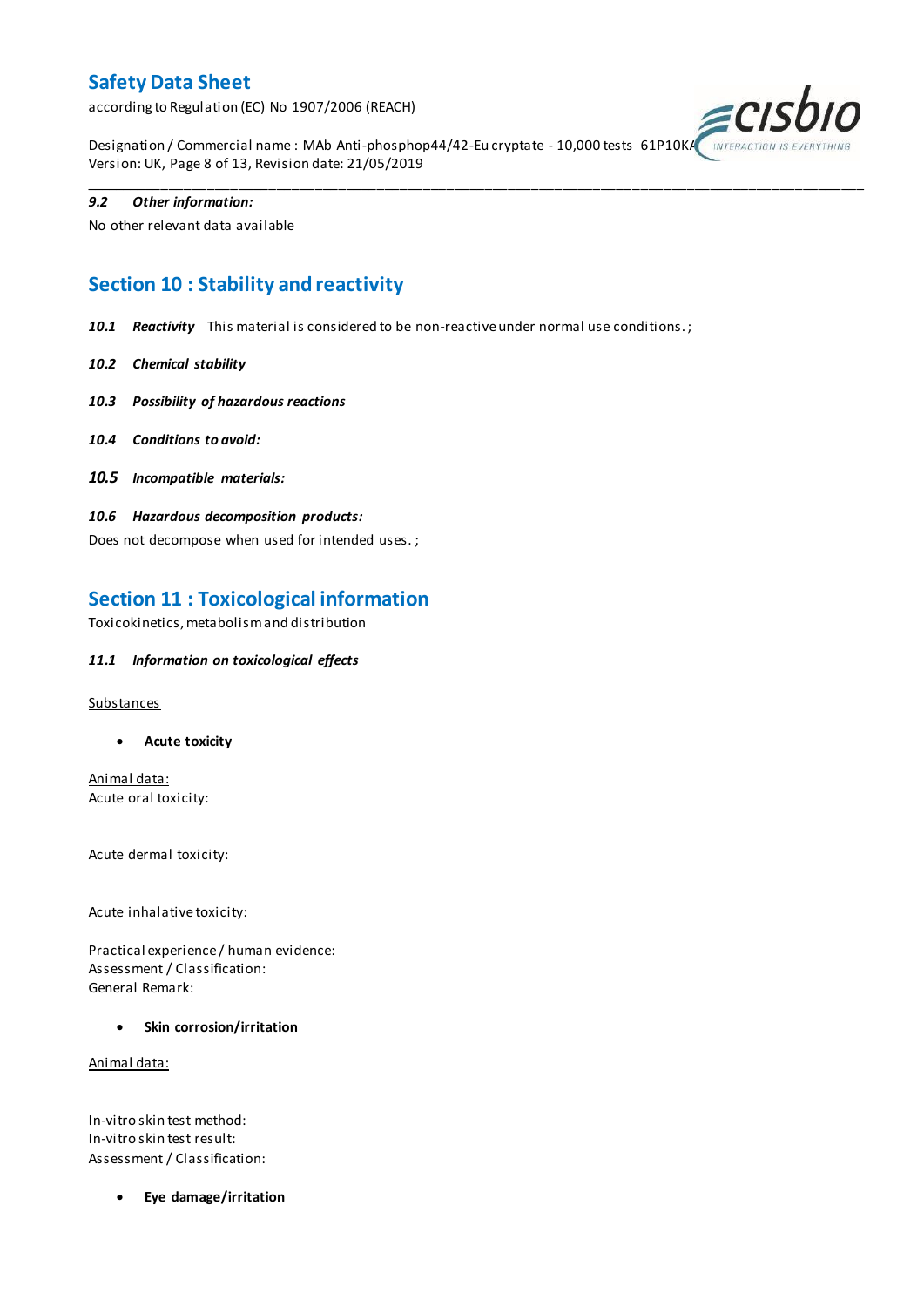**9.2 Other information:**

No other relevant data available

## Section 10 : Stability and reactivity

***10.1 Reactivity*** This material is considered to be non-reactive under normal use conditions. ;

***10.2 Chemical stability***

***10.3 Possibility of hazardous reactions***

***10.4 Conditions to avoid:***

***10.5 Incompatible materials:***

***10.6 Hazardous decomposition products:***

Does not decompose when used for intended uses. ;

## Section 11 : Toxicological information

Toxicokinetics, metabolism and distribution

***11.1 Information on toxicological effects***

Substances

- **Acute toxicity**

Animal data:
Acute oral toxicity:

Acute dermal toxicity:

Acute inhalative toxicity:

Practical experience / human evidence:
Assessment / Classification:
General Remark:

- **Skin corrosion/irritation**

Animal data:

In-vitro skin test method:
In-vitro skin test result:
Assessment / Classification:

- **Eye damage/irritation**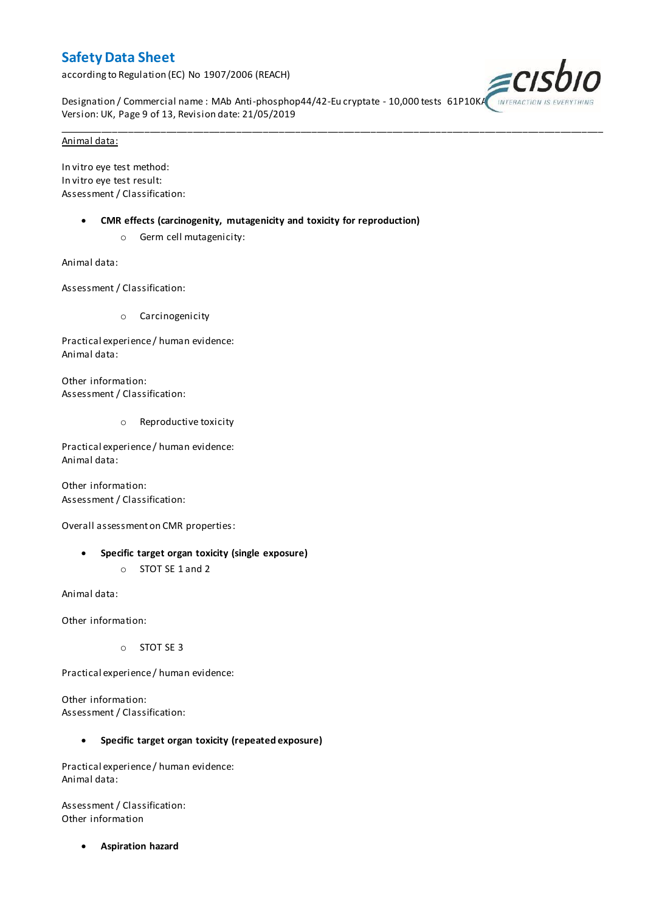Animal data:

In vitro eye test method:
In vitro eye test result:
Assessment / Classification:

- **CMR effects (carcinogenity, mutagenicity and toxicity for reproduction)**
    - Germ cell mutagenicity:

Animal data:

Assessment / Classification:

- 
    - Carcinogenicity

Practical experience / human evidence:
Animal data:

Other information:
Assessment / Classification:

- 
    - Reproductive toxicity

Practical experience / human evidence:
Animal data:

Other information:
Assessment / Classification:

Overall assessment on CMR properties:

- **Specific target organ toxicity (single exposure)**
    - STOT SE 1 and 2

Animal data:

Other information:

- 
    - STOT SE 3

Practical experience / human evidence:

Other information:
Assessment / Classification:

- **Specific target organ toxicity (repeated exposure)**

Practical experience / human evidence:
Animal data:

Assessment / Classification:
Other information

- **Aspiration hazard**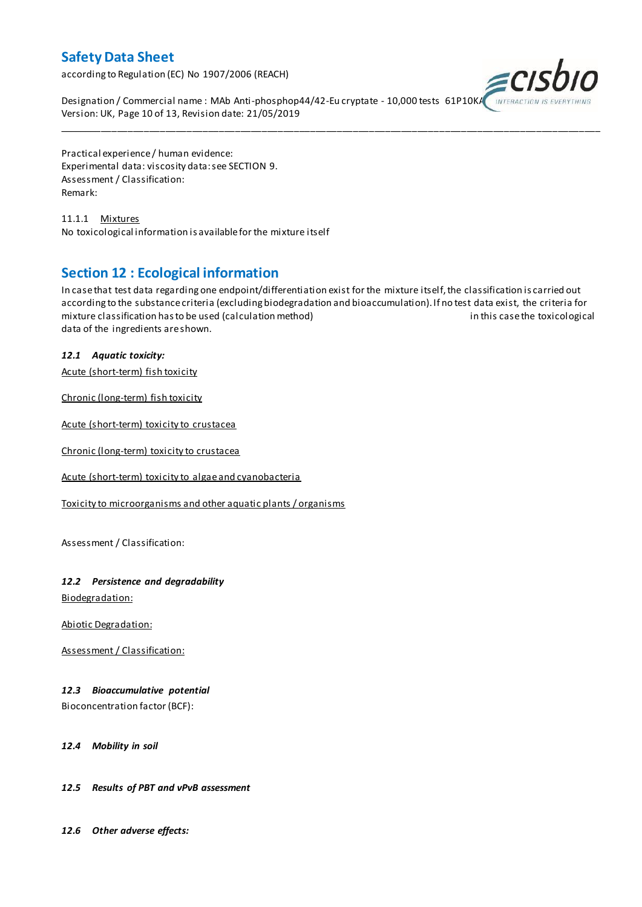Practical experience / human evidence:
Experimental data: viscosity data: see SECTION 9.
Assessment / Classification:
Remark:

11.1.1 Mixtures
No toxicological information is available for the mixture itself

## Section 12 : Ecological information

In case that test data regarding one endpoint/differentiation exist for the mixture itself, the classification is carried out according to the substance criteria (excluding biodegradation and bioaccumulation). If no test data exist, the criteria for mixture classification has to be used (calculation method) in this case the toxicological data of the ingredients are shown.

***12.1 Aquatic toxicity:***

Acute (short-term) fish toxicity

Chronic (long-term) fish toxicity

Acute (short-term) toxicity to crustacea

Chronic (long-term) toxicity to crustacea

Acute (short-term) toxicity to algae and cyanobacteria

Toxicity to microorganisms and other aquatic plants / organisms

Assessment / Classification:

***12.2 Persistence and degradability***

Biodegradation:

Abiotic Degradation:

Assessment / Classification:

***12.3 Bioaccumulative potential***

Bioconcentration factor (BCF):

***12.4 Mobility in soil***

***12.5 Results of PBT and vPvB assessment***

***12.6 Other adverse effects:***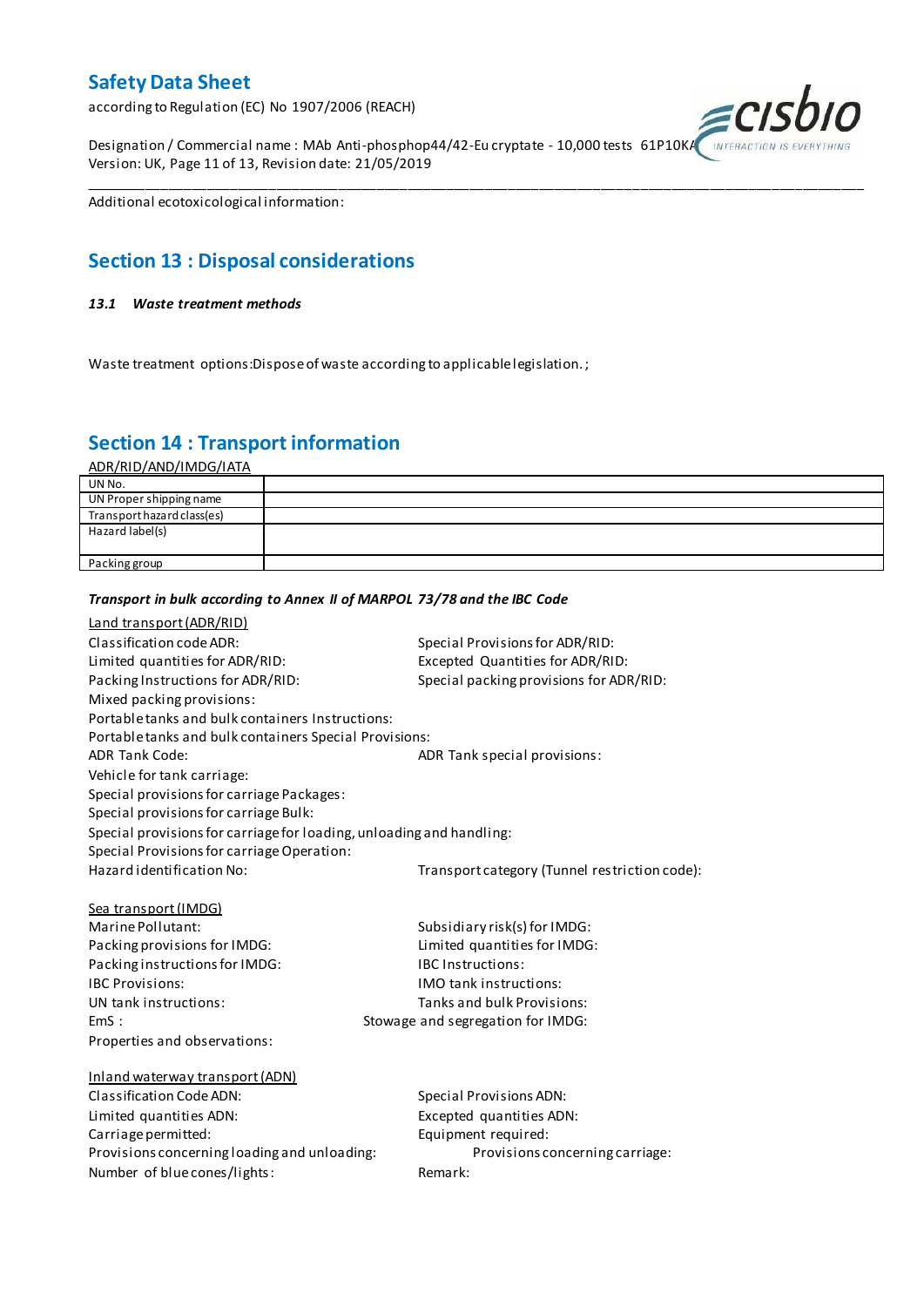Additional ecotoxicological information:

## Section 13 : Disposal considerations

### *13.1 Waste treatment methods*

Waste treatment options:Dispose of waste according to applicable legislation. ;

## Section 14 : Transport information

ADR/RID/AND/IMDG/IATA

| UN No. | |
|---|---|
| UN Proper shipping name | |
| Transport hazard class(es) | |
| Hazard label(s) | |
| Packing group | |

***Transport in bulk according to Annex II of MARPOL 73/78 and the IBC Code***

Land transport (ADR/RID)

Classification code ADR:
Special Provisions for ADR/RID:
Limited quantities for ADR/RID:
Excepted Quantities for ADR/RID:
Packing Instructions for ADR/RID:
Special packing provisions for ADR/RID:
Mixed packing provisions:
Portable tanks and bulk containers Instructions:
Portable tanks and bulk containers Special Provisions:
ADR Tank Code:
ADR Tank special provisions:
Vehicle for tank carriage:
Special provisions for carriage Packages:
Special provisions for carriage Bulk:
Special provisions for carriage for loading, unloading and handling:
Special Provisions for carriage Operation:
Hazard identification No:
Transport category (Tunnel restriction code):

Sea transport (IMDG)

Marine Pollutant:
Subsidiary risk(s) for IMDG:
Packing provisions for IMDG:
Limited quantities for IMDG:
Packing instructions for IMDG:
IBC Instructions:
IBC Provisions:
IMO tank instructions:
UN tank instructions:
Tanks and bulk Provisions:
EmS :
Stowage and segregation for IMDG:
Properties and observations:

Inland waterway transport (ADN)

Classification Code ADN:
Special Provisions ADN:
Limited quantities ADN:
Excepted quantities ADN:
Carriage permitted:
Equipment required:
Provisions concerning loading and unloading:
Provisions concerning carriage:
Number of blue cones/lights:
Remark: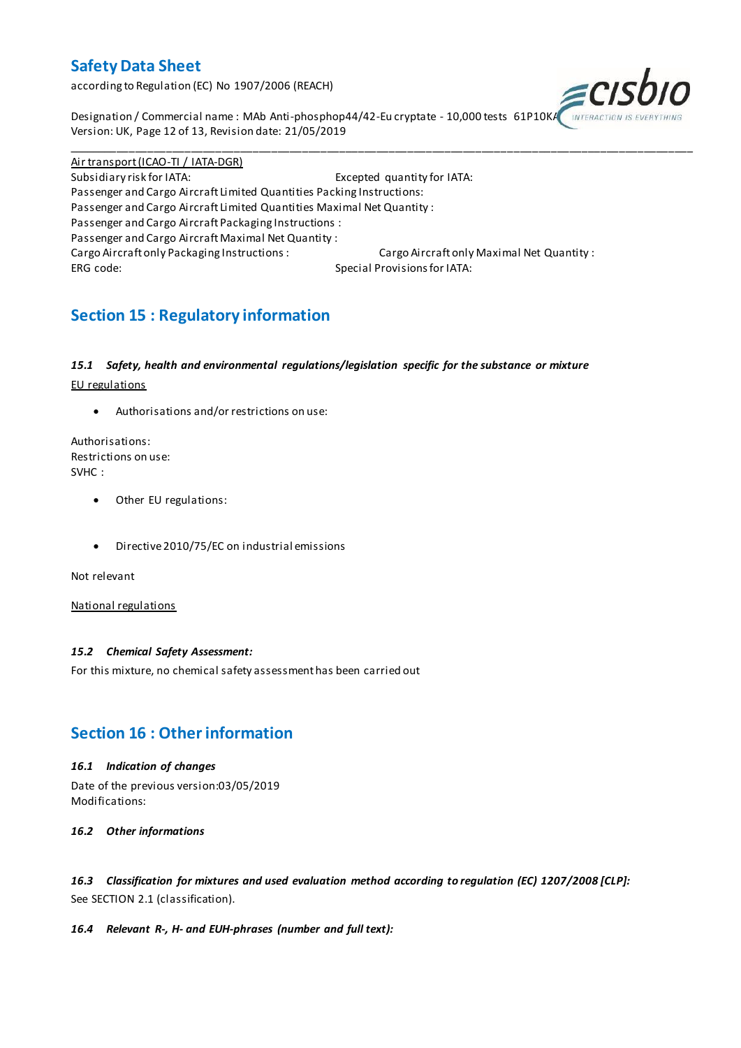Air transport (ICAO-TI / IATA-DGR)

Subsidiary risk for IATA: Excepted quantity for IATA:

Passenger and Cargo Aircraft Limited Quantities Packing Instructions:

Passenger and Cargo Aircraft Limited Quantities Maximal Net Quantity :

Passenger and Cargo Aircraft Packaging Instructions :

Passenger and Cargo Aircraft Maximal Net Quantity :

Cargo Aircraft only Packaging Instructions : Cargo Aircraft only Maximal Net Quantity :

ERG code: Special Provisions for IATA:

## Section 15 : Regulatory information

### *15.1 Safety, health and environmental regulations/legislation specific for the substance or mixture*

EU regulations

- Authorisations and/or restrictions on use:

Authorisations:

Restrictions on use:

SVHC :

- Other EU regulations:

- Directive 2010/75/EC on industrial emissions

Not relevant

National regulations

### *15.2 Chemical Safety Assessment:*

For this mixture, no chemical safety assessment has been carried out

## Section 16 : Other information

### *16.1 Indication of changes*

Date of the previous version:03/05/2019

Modifications:

### *16.2 Other informations*

### *16.3 Classification for mixtures and used evaluation method according to regulation (EC) 1207/2008 [CLP]:*

See SECTION 2.1 (classification).

### *16.4 Relevant R-, H- and EUH-phrases (number and full text):*